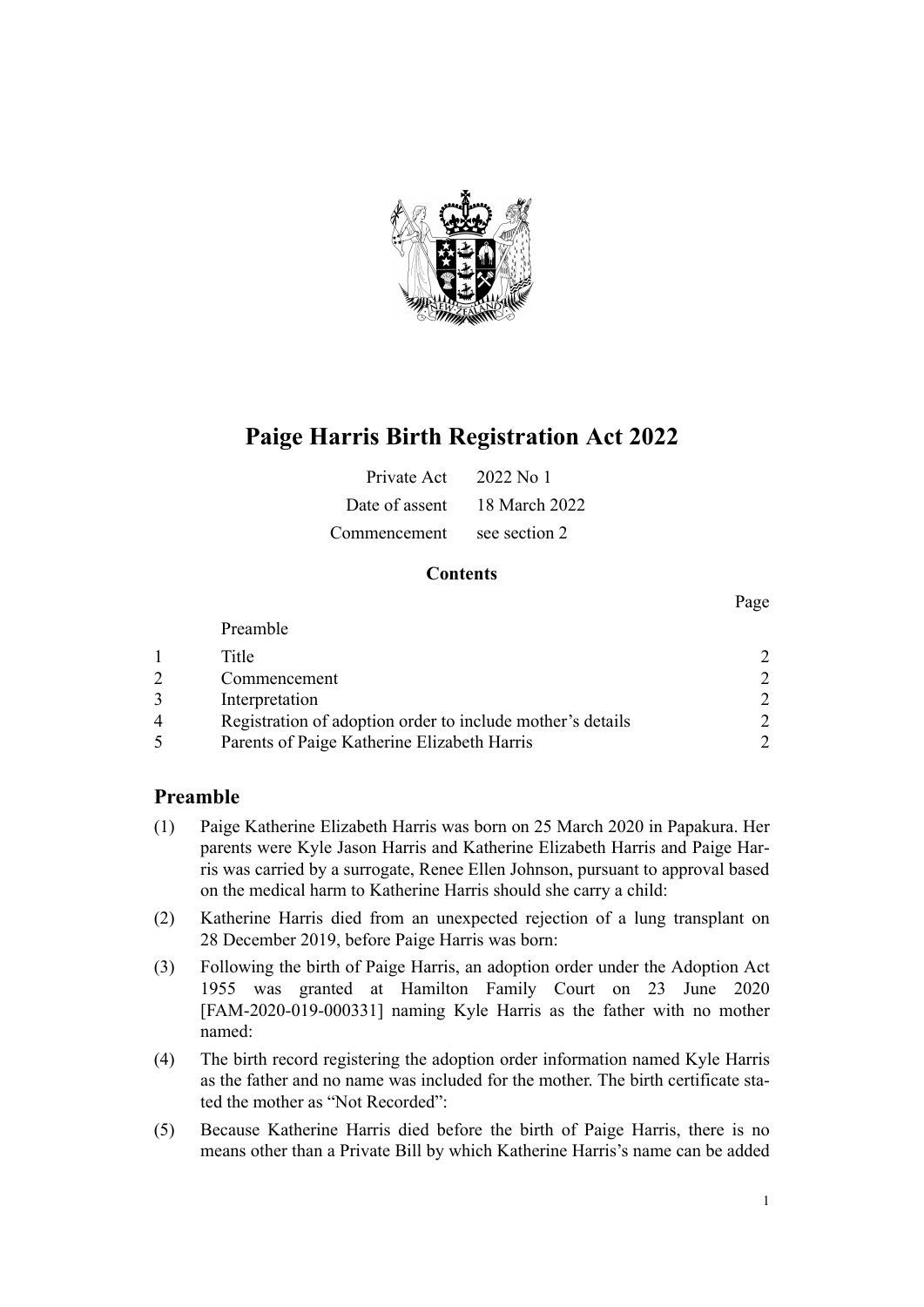# Paige Harris Birth Registration Act 2022

| | |
|---|---|
| Private Act | 2022 No 1 |
| Date of assent | 18 March 2022 |
| Commencement | see section 2 |

### Contents

| | | Page |
|---|---|---|
| | Preamble | |
| 1 | Title | 2 |
| 2 | Commencement | 2 |
| 3 | Interpretation | 2 |
| 4 | Registration of adoption order to include mother's details | 2 |
| 5 | Parents of Paige Katherine Elizabeth Harris | 2 |

## Preamble

(1) Paige Katherine Elizabeth Harris was born on 25 March 2020 in Papakura. Her parents were Kyle Jason Harris and Katherine Elizabeth Harris and Paige Harris was carried by a surrogate, Renee Ellen Johnson, pursuant to approval based on the medical harm to Katherine Harris should she carry a child:

(2) Katherine Harris died from an unexpected rejection of a lung transplant on 28 December 2019, before Paige Harris was born:

(3) Following the birth of Paige Harris, an adoption order under the Adoption Act 1955 was granted at Hamilton Family Court on 23 June 2020 [FAM-2020-019-000331] naming Kyle Harris as the father with no mother named:

(4) The birth record registering the adoption order information named Kyle Harris as the father and no name was included for the mother. The birth certificate stated the mother as "Not Recorded":

(5) Because Katherine Harris died before the birth of Paige Harris, there is no means other than a Private Bill by which Katherine Harris's name can be added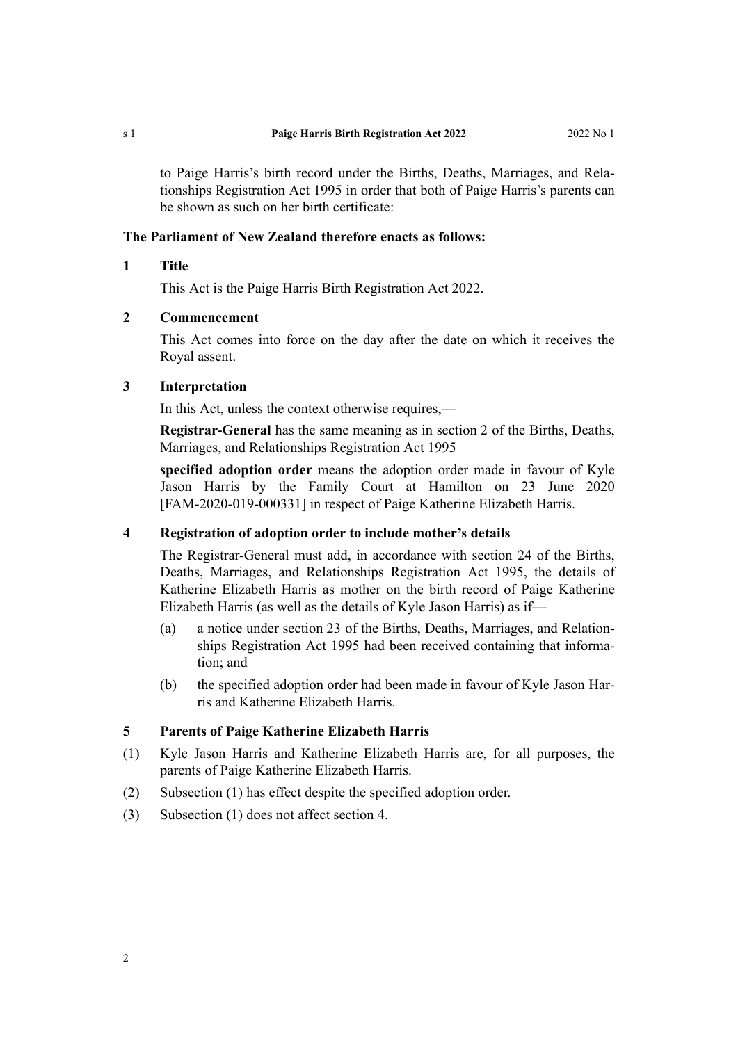to Paige Harris's birth record under the Births, Deaths, Marriages, and Relationships Registration Act 1995 in order that both of Paige Harris's parents can be shown as such on her birth certificate:

**The Parliament of New Zealand therefore enacts as follows:**

## 1 Title

This Act is the Paige Harris Birth Registration Act 2022.

## 2 Commencement

This Act comes into force on the day after the date on which it receives the Royal assent.

## 3 Interpretation

In this Act, unless the context otherwise requires,—

**Registrar-General** has the same meaning as in section 2 of the Births, Deaths, Marriages, and Relationships Registration Act 1995

**specified adoption order** means the adoption order made in favour of Kyle Jason Harris by the Family Court at Hamilton on 23 June 2020 [FAM-2020-019-000331] in respect of Paige Katherine Elizabeth Harris.

## 4 Registration of adoption order to include mother's details

The Registrar-General must add, in accordance with section 24 of the Births, Deaths, Marriages, and Relationships Registration Act 1995, the details of Katherine Elizabeth Harris as mother on the birth record of Paige Katherine Elizabeth Harris (as well as the details of Kyle Jason Harris) as if—

(a) a notice under section 23 of the Births, Deaths, Marriages, and Relationships Registration Act 1995 had been received containing that information; and

(b) the specified adoption order had been made in favour of Kyle Jason Harris and Katherine Elizabeth Harris.

## 5 Parents of Paige Katherine Elizabeth Harris

(1) Kyle Jason Harris and Katherine Elizabeth Harris are, for all purposes, the parents of Paige Katherine Elizabeth Harris.

(2) Subsection (1) has effect despite the specified adoption order.

(3) Subsection (1) does not affect section 4.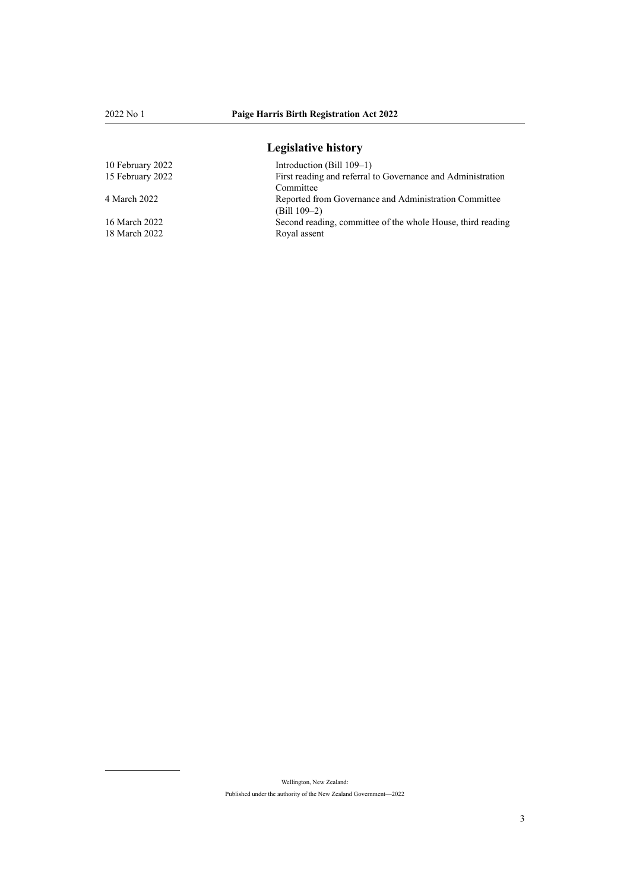## Legislative history

| | |
|---|---|
| 10 February 2022 | Introduction (Bill 109–1) |
| 15 February 2022 | First reading and referral to Governance and Administration Committee |
| 4 March 2022 | Reported from Governance and Administration Committee (Bill 109–2) |
| 16 March 2022 | Second reading, committee of the whole House, third reading |
| 18 March 2022 | Royal assent |

Wellington, New Zealand:

Published under the authority of the New Zealand Government—2022